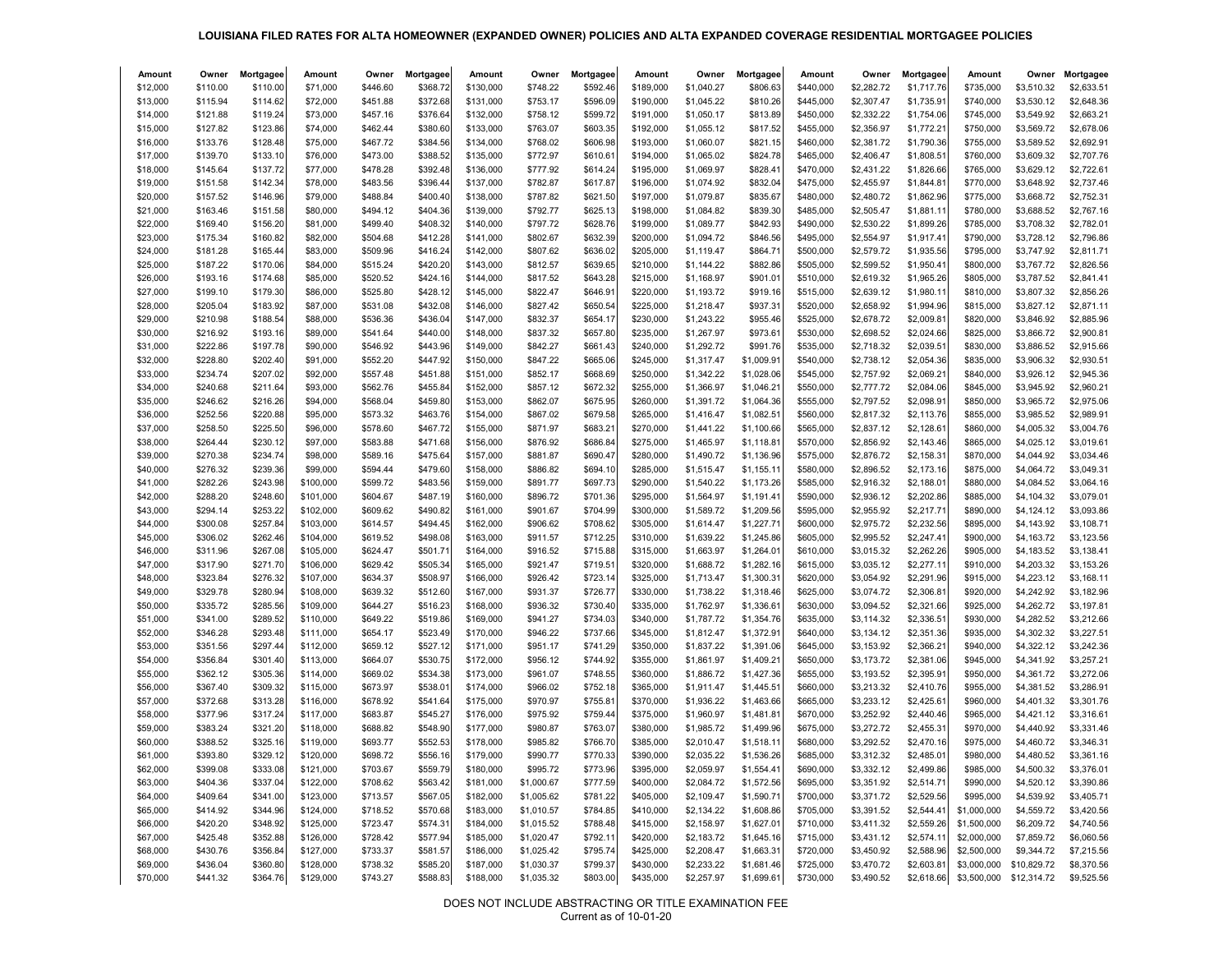**LOUISIANA FILED RATES FOR ALTA HOMEOWNER (EXPANDED OWNER) POLICIES AND ALTA EXPANDED COVERAGE RESIDENTIAL MORTGAGEE POLICIES**

| Amount | Owner | Mortgagee | Amount | Owner | Mortgagee | Amount | Owner | Mortgagee | Amount | Owner | Mortgagee | Amount | Owner | Mortgagee | Amount | Owner | Mortgagee |
|---|---|---|---|---|---|---|---|---|---|---|---|---|---|---|---|---|---|
| $12,000 | $110.00 | $110.00 | $71,000 | $446.60 | $368.72 | $130,000 | $748.22 | $592.46 | $189,000 | $1,040.27 | $806.63 | $440,000 | $2,282.72 | $1,717.76 | $735,000 | $3,510.32 | $2,633.51 |
| $13,000 | $115.94 | $114.62 | $72,000 | $451.88 | $372.68 | $131,000 | $753.17 | $596.09 | $190,000 | $1,045.22 | $810.26 | $445,000 | $2,307.47 | $1,735.91 | $740,000 | $3,530.12 | $2,648.36 |
| $14,000 | $121.88 | $119.24 | $73,000 | $457.16 | $376.64 | $132,000 | $758.12 | $599.72 | $191,000 | $1,050.17 | $813.89 | $450,000 | $2,332.22 | $1,754.06 | $745,000 | $3,549.92 | $2,663.21 |
| $15,000 | $127.82 | $123.86 | $74,000 | $462.44 | $380.60 | $133,000 | $763.07 | $603.35 | $192,000 | $1,055.12 | $817.52 | $455,000 | $2,356.97 | $1,772.21 | $750,000 | $3,569.72 | $2,678.06 |
| $16,000 | $133.76 | $128.48 | $75,000 | $467.72 | $384.56 | $134,000 | $768.02 | $606.98 | $193,000 | $1,060.07 | $821.15 | $460,000 | $2,381.72 | $1,790.36 | $755,000 | $3,589.52 | $2,692.91 |
| $17,000 | $139.70 | $133.10 | $76,000 | $473.00 | $388.52 | $135,000 | $772.97 | $610.61 | $194,000 | $1,065.02 | $824.78 | $465,000 | $2,406.47 | $1,808.51 | $760,000 | $3,609.32 | $2,707.76 |
| $18,000 | $145.64 | $137.72 | $77,000 | $478.28 | $392.48 | $136,000 | $777.92 | $614.24 | $195,000 | $1,069.97 | $828.41 | $470,000 | $2,431.22 | $1,826.66 | $765,000 | $3,629.12 | $2,722.61 |
| $19,000 | $151.58 | $142.34 | $78,000 | $483.56 | $396.44 | $137,000 | $782.87 | $617.87 | $196,000 | $1,074.92 | $832.04 | $475,000 | $2,455.97 | $1,844.81 | $770,000 | $3,648.92 | $2,737.46 |
| $20,000 | $157.52 | $146.96 | $79,000 | $488.84 | $400.40 | $138,000 | $787.82 | $621.50 | $197,000 | $1,079.87 | $835.67 | $480,000 | $2,480.72 | $1,862.96 | $775,000 | $3,668.72 | $2,752.31 |
| $21,000 | $163.46 | $151.58 | $80,000 | $494.12 | $404.36 | $139,000 | $792.77 | $625.13 | $198,000 | $1,084.82 | $839.30 | $485,000 | $2,505.47 | $1,881.11 | $780,000 | $3,688.52 | $2,767.16 |
| $22,000 | $169.40 | $156.20 | $81,000 | $499.40 | $408.32 | $140,000 | $797.72 | $628.76 | $199,000 | $1,089.77 | $842.93 | $490,000 | $2,530.22 | $1,899.26 | $785,000 | $3,708.32 | $2,782.01 |
| $23,000 | $175.34 | $160.82 | $82,000 | $504.68 | $412.28 | $141,000 | $802.67 | $632.39 | $200,000 | $1,094.72 | $846.56 | $495,000 | $2,554.97 | $1,917.41 | $790,000 | $3,728.12 | $2,796.86 |
| $24,000 | $181.28 | $165.44 | $83,000 | $509.96 | $416.24 | $142,000 | $807.62 | $636.02 | $205,000 | $1,119.47 | $864.71 | $500,000 | $2,579.72 | $1,935.56 | $795,000 | $3,747.92 | $2,811.71 |
| $25,000 | $187.22 | $170.06 | $84,000 | $515.24 | $420.20 | $143,000 | $812.57 | $639.65 | $210,000 | $1,144.22 | $882.86 | $505,000 | $2,599.52 | $1,950.41 | $800,000 | $3,767.72 | $2,826.56 |
| $26,000 | $193.16 | $174.68 | $85,000 | $520.52 | $424.16 | $144,000 | $817.52 | $643.28 | $215,000 | $1,168.97 | $901.01 | $510,000 | $2,619.32 | $1,965.26 | $805,000 | $3,787.52 | $2,841.41 |
| $27,000 | $199.10 | $179.30 | $86,000 | $525.80 | $428.12 | $145,000 | $822.47 | $646.91 | $220,000 | $1,193.72 | $919.16 | $515,000 | $2,639.12 | $1,980.11 | $810,000 | $3,807.32 | $2,856.26 |
| $28,000 | $205.04 | $183.92 | $87,000 | $531.08 | $432.08 | $146,000 | $827.42 | $650.54 | $225,000 | $1,218.47 | $937.31 | $520,000 | $2,658.92 | $1,994.96 | $815,000 | $3,827.12 | $2,871.11 |
| $29,000 | $210.98 | $188.54 | $88,000 | $536.36 | $436.04 | $147,000 | $832.37 | $654.17 | $230,000 | $1,243.22 | $955.46 | $525,000 | $2,678.72 | $2,009.81 | $820,000 | $3,846.92 | $2,885.96 |
| $30,000 | $216.92 | $193.16 | $89,000 | $541.64 | $440.00 | $148,000 | $837.32 | $657.80 | $235,000 | $1,267.97 | $973.61 | $530,000 | $2,698.52 | $2,024.66 | $825,000 | $3,866.72 | $2,900.81 |
| $31,000 | $222.86 | $197.78 | $90,000 | $546.92 | $443.96 | $149,000 | $842.27 | $661.43 | $240,000 | $1,292.72 | $991.76 | $535,000 | $2,718.32 | $2,039.51 | $830,000 | $3,886.52 | $2,915.66 |
| $32,000 | $228.80 | $202.40 | $91,000 | $552.20 | $447.92 | $150,000 | $847.22 | $665.06 | $245,000 | $1,317.47 | $1,009.91 | $540,000 | $2,738.12 | $2,054.36 | $835,000 | $3,906.32 | $2,930.51 |
| $33,000 | $234.74 | $207.02 | $92,000 | $557.48 | $451.88 | $151,000 | $852.17 | $668.69 | $250,000 | $1,342.22 | $1,028.06 | $545,000 | $2,757.92 | $2,069.21 | $840,000 | $3,926.12 | $2,945.36 |
| $34,000 | $240.68 | $211.64 | $93,000 | $562.76 | $455.84 | $152,000 | $857.12 | $672.32 | $255,000 | $1,366.97 | $1,046.21 | $550,000 | $2,777.72 | $2,084.06 | $845,000 | $3,945.92 | $2,960.21 |
| $35,000 | $246.62 | $216.26 | $94,000 | $568.04 | $459.80 | $153,000 | $862.07 | $675.95 | $260,000 | $1,391.72 | $1,064.36 | $555,000 | $2,797.52 | $2,098.91 | $850,000 | $3,965.72 | $2,975.06 |
| $36,000 | $252.56 | $220.88 | $95,000 | $573.32 | $463.76 | $154,000 | $867.02 | $679.58 | $265,000 | $1,416.47 | $1,082.51 | $560,000 | $2,817.32 | $2,113.76 | $855,000 | $3,985.52 | $2,989.91 |
| $37,000 | $258.50 | $225.50 | $96,000 | $578.60 | $467.72 | $155,000 | $871.97 | $683.21 | $270,000 | $1,441.22 | $1,100.66 | $565,000 | $2,837.12 | $2,128.61 | $860,000 | $4,005.32 | $3,004.76 |
| $38,000 | $264.44 | $230.12 | $97,000 | $583.88 | $471.68 | $156,000 | $876.92 | $686.84 | $275,000 | $1,465.97 | $1,118.81 | $570,000 | $2,856.92 | $2,143.46 | $865,000 | $4,025.12 | $3,019.61 |
| $39,000 | $270.38 | $234.74 | $98,000 | $589.16 | $475.64 | $157,000 | $881.87 | $690.47 | $280,000 | $1,490.72 | $1,136.96 | $575,000 | $2,876.72 | $2,158.31 | $870,000 | $4,044.92 | $3,034.46 |
| $40,000 | $276.32 | $239.36 | $99,000 | $594.44 | $479.60 | $158,000 | $886.82 | $694.10 | $285,000 | $1,515.47 | $1,155.11 | $580,000 | $2,896.52 | $2,173.16 | $875,000 | $4,064.72 | $3,049.31 |
| $41,000 | $282.26 | $243.98 | $100,000 | $599.72 | $483.56 | $159,000 | $891.77 | $697.73 | $290,000 | $1,540.22 | $1,173.26 | $585,000 | $2,916.32 | $2,188.01 | $880,000 | $4,084.52 | $3,064.16 |
| $42,000 | $288.20 | $248.60 | $101,000 | $604.67 | $487.19 | $160,000 | $896.72 | $701.36 | $295,000 | $1,564.97 | $1,191.41 | $590,000 | $2,936.12 | $2,202.86 | $885,000 | $4,104.32 | $3,079.01 |
| $43,000 | $294.14 | $253.22 | $102,000 | $609.62 | $490.82 | $161,000 | $901.67 | $704.99 | $300,000 | $1,589.72 | $1,209.56 | $595,000 | $2,955.92 | $2,217.71 | $890,000 | $4,124.12 | $3,093.86 |
| $44,000 | $300.08 | $257.84 | $103,000 | $614.57 | $494.45 | $162,000 | $906.62 | $708.62 | $305,000 | $1,614.47 | $1,227.71 | $600,000 | $2,975.72 | $2,232.56 | $895,000 | $4,143.92 | $3,108.71 |
| $45,000 | $306.02 | $262.46 | $104,000 | $619.52 | $498.08 | $163,000 | $911.57 | $712.25 | $310,000 | $1,639.22 | $1,245.86 | $605,000 | $2,995.52 | $2,247.41 | $900,000 | $4,163.72 | $3,123.56 |
| $46,000 | $311.96 | $267.08 | $105,000 | $624.47 | $501.71 | $164,000 | $916.52 | $715.88 | $315,000 | $1,663.97 | $1,264.01 | $610,000 | $3,015.32 | $2,262.26 | $905,000 | $4,183.52 | $3,138.41 |
| $47,000 | $317.90 | $271.70 | $106,000 | $629.42 | $505.34 | $165,000 | $921.47 | $719.51 | $320,000 | $1,688.72 | $1,282.16 | $615,000 | $3,035.12 | $2,277.11 | $910,000 | $4,203.32 | $3,153.26 |
| $48,000 | $323.84 | $276.32 | $107,000 | $634.37 | $508.97 | $166,000 | $926.42 | $723.14 | $325,000 | $1,713.47 | $1,300.31 | $620,000 | $3,054.92 | $2,291.96 | $915,000 | $4,223.12 | $3,168.11 |
| $49,000 | $329.78 | $280.94 | $108,000 | $639.32 | $512.60 | $167,000 | $931.37 | $726.77 | $330,000 | $1,738.22 | $1,318.46 | $625,000 | $3,074.72 | $2,306.81 | $920,000 | $4,242.92 | $3,182.96 |
| $50,000 | $335.72 | $285.56 | $109,000 | $644.27 | $516.23 | $168,000 | $936.32 | $730.40 | $335,000 | $1,762.97 | $1,336.61 | $630,000 | $3,094.52 | $2,321.66 | $925,000 | $4,262.72 | $3,197.81 |
| $51,000 | $341.00 | $289.52 | $110,000 | $649.22 | $519.86 | $169,000 | $941.27 | $734.03 | $340,000 | $1,787.72 | $1,354.76 | $635,000 | $3,114.32 | $2,336.51 | $930,000 | $4,282.52 | $3,212.66 |
| $52,000 | $346.28 | $293.48 | $111,000 | $654.17 | $523.49 | $170,000 | $946.22 | $737.66 | $345,000 | $1,812.47 | $1,372.91 | $640,000 | $3,134.12 | $2,351.36 | $935,000 | $4,302.32 | $3,227.51 |
| $53,000 | $351.56 | $297.44 | $112,000 | $659.12 | $527.12 | $171,000 | $951.17 | $741.29 | $350,000 | $1,837.22 | $1,391.06 | $645,000 | $3,153.92 | $2,366.21 | $940,000 | $4,322.12 | $3,242.36 |
| $54,000 | $356.84 | $301.40 | $113,000 | $664.07 | $530.75 | $172,000 | $956.12 | $744.92 | $355,000 | $1,861.97 | $1,409.21 | $650,000 | $3,173.72 | $2,381.06 | $945,000 | $4,341.92 | $3,257.21 |
| $55,000 | $362.12 | $305.36 | $114,000 | $669.02 | $534.38 | $173,000 | $961.07 | $748.55 | $360,000 | $1,886.72 | $1,427.36 | $655,000 | $3,193.52 | $2,395.91 | $950,000 | $4,361.72 | $3,272.06 |
| $56,000 | $367.40 | $309.32 | $115,000 | $673.97 | $538.01 | $174,000 | $966.02 | $752.18 | $365,000 | $1,911.47 | $1,445.51 | $660,000 | $3,213.32 | $2,410.76 | $955,000 | $4,381.52 | $3,286.91 |
| $57,000 | $372.68 | $313.28 | $116,000 | $678.92 | $541.64 | $175,000 | $970.97 | $755.81 | $370,000 | $1,936.22 | $1,463.66 | $665,000 | $3,233.12 | $2,425.61 | $960,000 | $4,401.32 | $3,301.76 |
| $58,000 | $377.96 | $317.24 | $117,000 | $683.87 | $545.27 | $176,000 | $975.92 | $759.44 | $375,000 | $1,960.97 | $1,481.81 | $670,000 | $3,252.92 | $2,440.46 | $965,000 | $4,421.12 | $3,316.61 |
| $59,000 | $383.24 | $321.20 | $118,000 | $688.82 | $548.90 | $177,000 | $980.87 | $763.07 | $380,000 | $1,985.72 | $1,499.96 | $675,000 | $3,272.72 | $2,455.31 | $970,000 | $4,440.92 | $3,331.46 |
| $60,000 | $388.52 | $325.16 | $119,000 | $693.77 | $552.53 | $178,000 | $985.82 | $766.70 | $385,000 | $2,010.47 | $1,518.11 | $680,000 | $3,292.52 | $2,470.16 | $975,000 | $4,460.72 | $3,346.31 |
| $61,000 | $393.80 | $329.12 | $120,000 | $698.72 | $556.16 | $179,000 | $990.77 | $770.33 | $390,000 | $2,035.22 | $1,536.26 | $685,000 | $3,312.32 | $2,485.01 | $980,000 | $4,480.52 | $3,361.16 |
| $62,000 | $399.08 | $333.08 | $121,000 | $703.67 | $559.79 | $180,000 | $995.72 | $773.96 | $395,000 | $2,059.97 | $1,554.41 | $690,000 | $3,332.12 | $2,499.86 | $985,000 | $4,500.32 | $3,376.01 |
| $63,000 | $404.36 | $337.04 | $122,000 | $708.62 | $563.42 | $181,000 | $1,000.67 | $777.59 | $400,000 | $2,084.72 | $1,572.56 | $695,000 | $3,351.92 | $2,514.71 | $990,000 | $4,520.12 | $3,390.86 |
| $64,000 | $409.64 | $341.00 | $123,000 | $713.57 | $567.05 | $182,000 | $1,005.62 | $781.22 | $405,000 | $2,109.47 | $1,590.71 | $700,000 | $3,371.72 | $2,529.56 | $995,000 | $4,539.92 | $3,405.71 |
| $65,000 | $414.92 | $344.96 | $124,000 | $718.52 | $570.68 | $183,000 | $1,010.57 | $784.85 | $410,000 | $2,134.22 | $1,608.86 | $705,000 | $3,391.52 | $2,544.41 | $1,000,000 | $4,559.72 | $3,420.56 |
| $66,000 | $420.20 | $348.92 | $125,000 | $723.47 | $574.31 | $184,000 | $1,015.52 | $788.48 | $415,000 | $2,158.97 | $1,627.01 | $710,000 | $3,411.32 | $2,559.26 | $1,500,000 | $6,209.72 | $4,740.56 |
| $67,000 | $425.48 | $352.88 | $126,000 | $728.42 | $577.94 | $185,000 | $1,020.47 | $792.11 | $420,000 | $2,183.72 | $1,645.16 | $715,000 | $3,431.12 | $2,574.11 | $2,000,000 | $7,859.72 | $6,060.56 |
| $68,000 | $430.76 | $356.84 | $127,000 | $733.37 | $581.57 | $186,000 | $1,025.42 | $795.74 | $425,000 | $2,208.47 | $1,663.31 | $720,000 | $3,450.92 | $2,588.96 | $2,500,000 | $9,344.72 | $7,215.56 |
| $69,000 | $436.04 | $360.80 | $128,000 | $738.32 | $585.20 | $187,000 | $1,030.37 | $799.37 | $430,000 | $2,233.22 | $1,681.46 | $725,000 | $3,470.72 | $2,603.81 | $3,000,000 | $10,829.72 | $8,370.56 |
| $70,000 | $441.32 | $364.76 | $129,000 | $743.27 | $588.83 | $188,000 | $1,035.32 | $803.00 | $435,000 | $2,257.97 | $1,699.61 | $730,000 | $3,490.52 | $2,618.66 | $3,500,000 | $12,314.72 | $9,525.56 |

DOES NOT INCLUDE ABSTRACTING OR TITLE EXAMINATION FEE
Current as of 10-01-20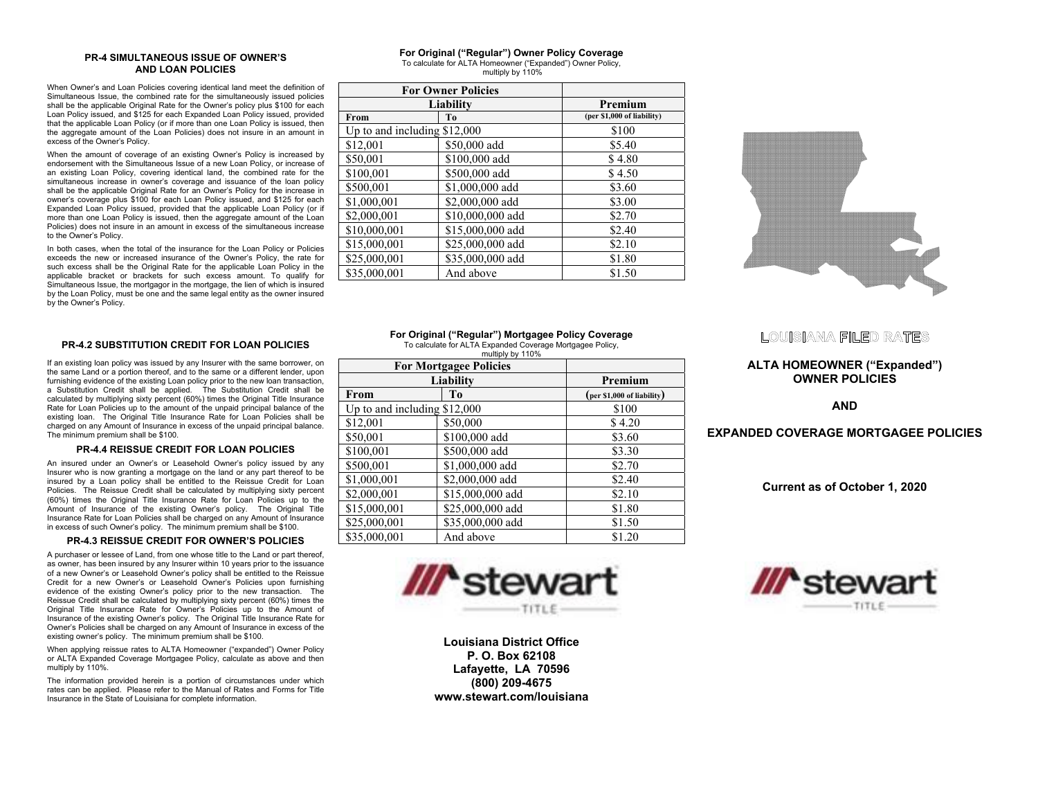### PR-4 SIMULTANEOUS ISSUE OF OWNER'S AND LOAN POLICIES

When Owner's and Loan Policies covering identical land meet the definition of Simultaneous Issue, the combined rate for the simultaneously issued policies shall be the applicable Original Rate for the Owner's policy plus $100 for each Loan Policy issued, and $125 for each Expanded Loan Policy issued, provided that the applicable Loan Policy (or if more than one Loan Policy is issued, then the aggregate amount of the Loan Policies) does not insure in an amount in excess of the Owner's Policy.

When the amount of coverage of an existing Owner's Policy is increased by endorsement with the Simultaneous Issue of a new Loan Policy, or increase of an existing Loan Policy, covering identical land, the combined rate for the simultaneous increase in owner's coverage and issuance of the loan policy shall be the applicable Original Rate for an Owner's Policy for the increase in owner's coverage plus $100 for each Loan Policy issued, and $125 for each Expanded Loan Policy issued, provided that the applicable Loan Policy (or if more than one Loan Policy is issued, then the aggregate amount of the Loan Policies) does not insure in an amount in excess of the simultaneous increase to the Owner's Policy.

In both cases, when the total of the insurance for the Loan Policy or Policies exceeds the new or increased insurance of the Owner's Policy, the rate for such excess shall be the Original Rate for the applicable Loan Policy in the applicable bracket or brackets for such excess amount. To qualify for Simultaneous Issue, the mortgagor in the mortgage, the lien of which is insured by the Loan Policy, must be one and the same legal entity as the owner insured by the Owner's Policy.

### PR-4.2 SUBSTITUTION CREDIT FOR LOAN POLICIES

If an existing loan policy was issued by any Insurer with the same borrower, on the same Land or a portion thereof, and to the same or a different lender, upon furnishing evidence of the existing Loan policy prior to the new loan transaction, a Substitution Credit shall be applied. The Substitution Credit shall be calculated by multiplying sixty percent (60%) times the Original Title Insurance Rate for Loan Policies up to the amount of the unpaid principal balance of the existing loan. The Original Title Insurance Rate for Loan Policies shall be charged on any Amount of Insurance in excess of the unpaid principal balance. The minimum premium shall be $100.

### PR-4.4 REISSUE CREDIT FOR LOAN POLICIES

An insured under an Owner's or Leasehold Owner's policy issued by any Insurer who is now granting a mortgage on the land or any part thereof to be insured by a Loan policy shall be entitled to the Reissue Credit for Loan Policies. The Reissue Credit shall be calculated by multiplying sixty percent (60%) times the Original Title Insurance Rate for Loan Policies up to the Amount of Insurance of the existing Owner's policy. The Original Title Insurance Rate for Loan Policies shall be charged on any Amount of Insurance in excess of such Owner's policy. The minimum premium shall be $100.

### PR-4.3 REISSUE CREDIT FOR OWNER'S POLICIES

A purchaser or lessee of Land, from one whose title to the Land or part thereof, as owner, has been insured by any Insurer within 10 years prior to the issuance of a new Owner's or Leasehold Owner's policy shall be entitled to the Reissue Credit for a new Owner's or Leasehold Owner's Policies upon furnishing evidence of the existing Owner's policy prior to the new transaction. The Reissue Credit shall be calculated by multiplying sixty percent (60%) times the Original Title Insurance Rate for Owner's Policies up to the Amount of Insurance of the existing Owner's policy. The Original Title Insurance Rate for Owner's Policies shall be charged on any Amount of Insurance in excess of the existing owner's policy. The minimum premium shall be $100.

When applying reissue rates to ALTA Homeowner ("expanded") Owner Policy or ALTA Expanded Coverage Mortgagee Policy, calculate as above and then multiply by 110%.

The information provided herein is a portion of circumstances under which rates can be applied. Please refer to the Manual of Rates and Forms for Title Insurance in the State of Louisiana for complete information.

#### For Original ("Regular") Owner Policy Coverage

To calculate for ALTA Homeowner ("Expanded") Owner Policy, multiply by 110%

| For Owner Policies | | |
|---|---|---|
| Liability | | Premium |
| From | To | (per $1,000 of liability) |
| Up to and including $12,000 | | $100 |
| $12,001 | $50,000 add | $5.40 |
| $50,001 | $100,000 add | $ 4.80 |
| $100,001 | $500,000 add | $ 4.50 |
| $500,001 | $1,000,000 add | $3.60 |
| $1,000,001 | $2,000,000 add | $3.00 |
| $2,000,001 | $10,000,000 add | $2.70 |
| $10,000,001 | $15,000,000 add | $2.40 |
| $15,000,001 | $25,000,000 add | $2.10 |
| $25,000,001 | $35,000,000 add | $1.80 |
| $35,000,001 | And above | $1.50 |

#### For Original ("Regular") Mortgagee Policy Coverage

To calculate for ALTA Expanded Coverage Mortgagee Policy, multiply by 110%

| For Mortgagee Policies | | |
|---|---|---|
| Liability | | Premium |
| From | To | (per $1,000 of liability) |
| Up to and including $12,000 | | $100 |
| $12,001 | $50,000 | $ 4.20 |
| $50,001 | $100,000 add | $3.60 |
| $100,001 | $500,000 add | $3.30 |
| $500,001 | $1,000,000 add | $2.70 |
| $1,000,001 | $2,000,000 add | $2.40 |
| $2,000,001 | $15,000,000 add | $2.10 |
| $15,000,001 | $25,000,000 add | $1.80 |
| $25,000,001 | $35,000,000 add | $1.50 |
| $35,000,001 | And above | $1.20 |

stewart TITLE

**Louisiana District Office**
**P. O. Box 62108**
**Lafayette, LA 70596**
**(800) 209-4675**
**www.stewart.com/louisiana**

## LOUISIANA FILED RATES

## ALTA HOMEOWNER ("Expanded") OWNER POLICIES

## AND

## EXPANDED COVERAGE MORTGAGEE POLICIES

**Current as of October 1, 2020**

stewart TITLE